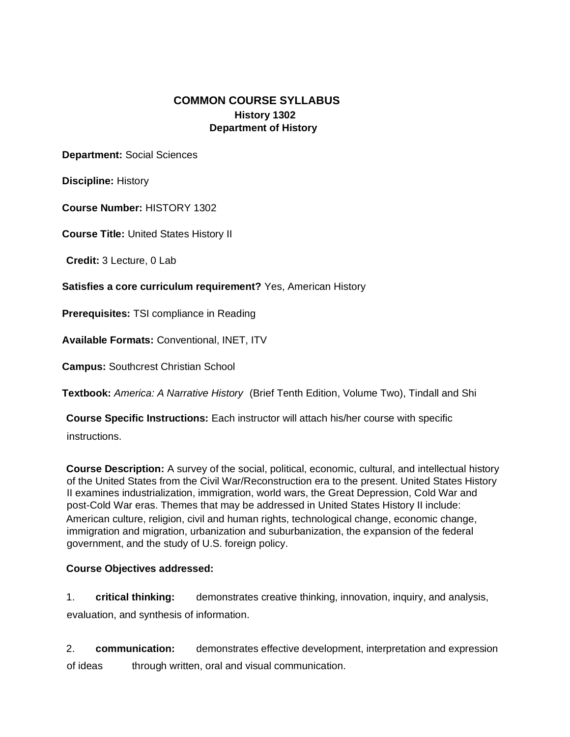# COMMON COURSE SYLLABUS

## History 1302

## Department of History

**Department:** Social Sciences

**Discipline:** History

**Course Number:** HISTORY 1302

**Course Title:** United States History II

**Credit:** 3 Lecture, 0 Lab

**Satisfies a core curriculum requirement?** Yes, American History

**Prerequisites:** TSI compliance in Reading

**Available Formats:** Conventional, INET, ITV

**Campus:** Southcrest Christian School

**Textbook:** *America: A Narrative History* (Brief Tenth Edition, Volume Two), Tindall and Shi

**Course Specific Instructions:** Each instructor will attach his/her course with specific instructions.

**Course Description:** A survey of the social, political, economic, cultural, and intellectual history of the United States from the Civil War/Reconstruction era to the present. United States History II examines industrialization, immigration, world wars, the Great Depression, Cold War and post-Cold War eras. Themes that may be addressed in United States History II include: American culture, religion, civil and human rights, technological change, economic change, immigration and migration, urbanization and suburbanization, the expansion of the federal government, and the study of U.S. foreign policy.

**Course Objectives addressed:**

1. **critical thinking:** demonstrates creative thinking, innovation, inquiry, and analysis, evaluation, and synthesis of information.

2. **communication:** demonstrates effective development, interpretation and expression of ideas through written, oral and visual communication.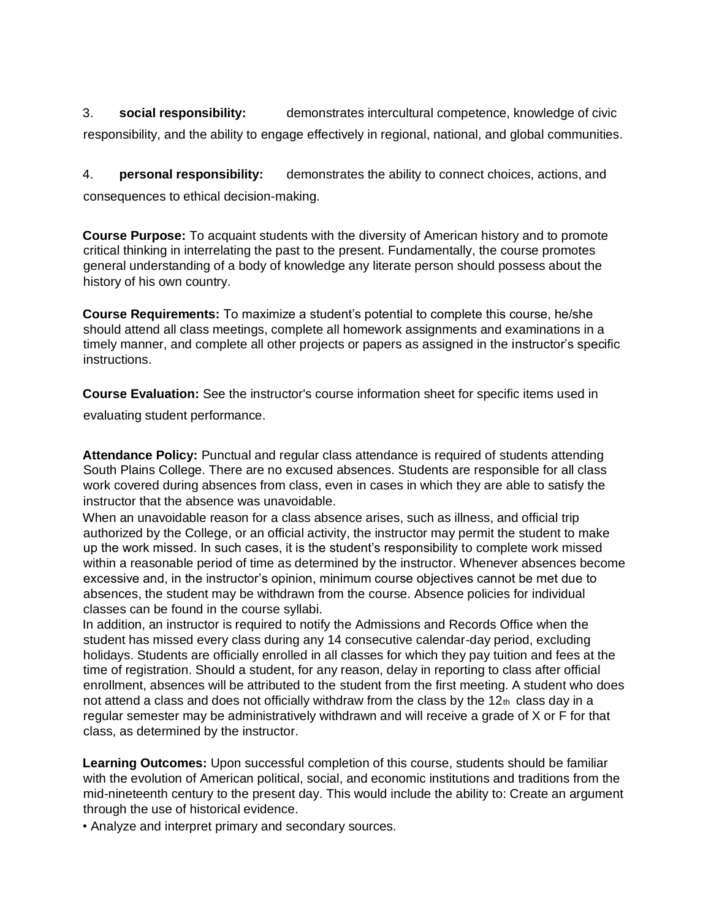3. **social responsibility:** demonstrates intercultural competence, knowledge of civic responsibility, and the ability to engage effectively in regional, national, and global communities.

4. **personal responsibility:** demonstrates the ability to connect choices, actions, and consequences to ethical decision-making.

**Course Purpose:** To acquaint students with the diversity of American history and to promote critical thinking in interrelating the past to the present. Fundamentally, the course promotes general understanding of a body of knowledge any literate person should possess about the history of his own country.

**Course Requirements:** To maximize a student's potential to complete this course, he/she should attend all class meetings, complete all homework assignments and examinations in a timely manner, and complete all other projects or papers as assigned in the instructor's specific instructions.

**Course Evaluation:** See the instructor's course information sheet for specific items used in evaluating student performance.

**Attendance Policy:** Punctual and regular class attendance is required of students attending South Plains College. There are no excused absences. Students are responsible for all class work covered during absences from class, even in cases in which they are able to satisfy the instructor that the absence was unavoidable.

When an unavoidable reason for a class absence arises, such as illness, and official trip authorized by the College, or an official activity, the instructor may permit the student to make up the work missed. In such cases, it is the student's responsibility to complete work missed within a reasonable period of time as determined by the instructor. Whenever absences become excessive and, in the instructor's opinion, minimum course objectives cannot be met due to absences, the student may be withdrawn from the course. Absence policies for individual classes can be found in the course syllabi.

In addition, an instructor is required to notify the Admissions and Records Office when the student has missed every class during any 14 consecutive calendar-day period, excluding holidays. Students are officially enrolled in all classes for which they pay tuition and fees at the time of registration. Should a student, for any reason, delay in reporting to class after official enrollment, absences will be attributed to the student from the first meeting. A student who does not attend a class and does not officially withdraw from the class by the 12th class day in a regular semester may be administratively withdrawn and will receive a grade of X or F for that class, as determined by the instructor.

**Learning Outcomes:** Upon successful completion of this course, students should be familiar with the evolution of American political, social, and economic institutions and traditions from the mid-nineteenth century to the present day. This would include the ability to: Create an argument through the use of historical evidence.

- Analyze and interpret primary and secondary sources.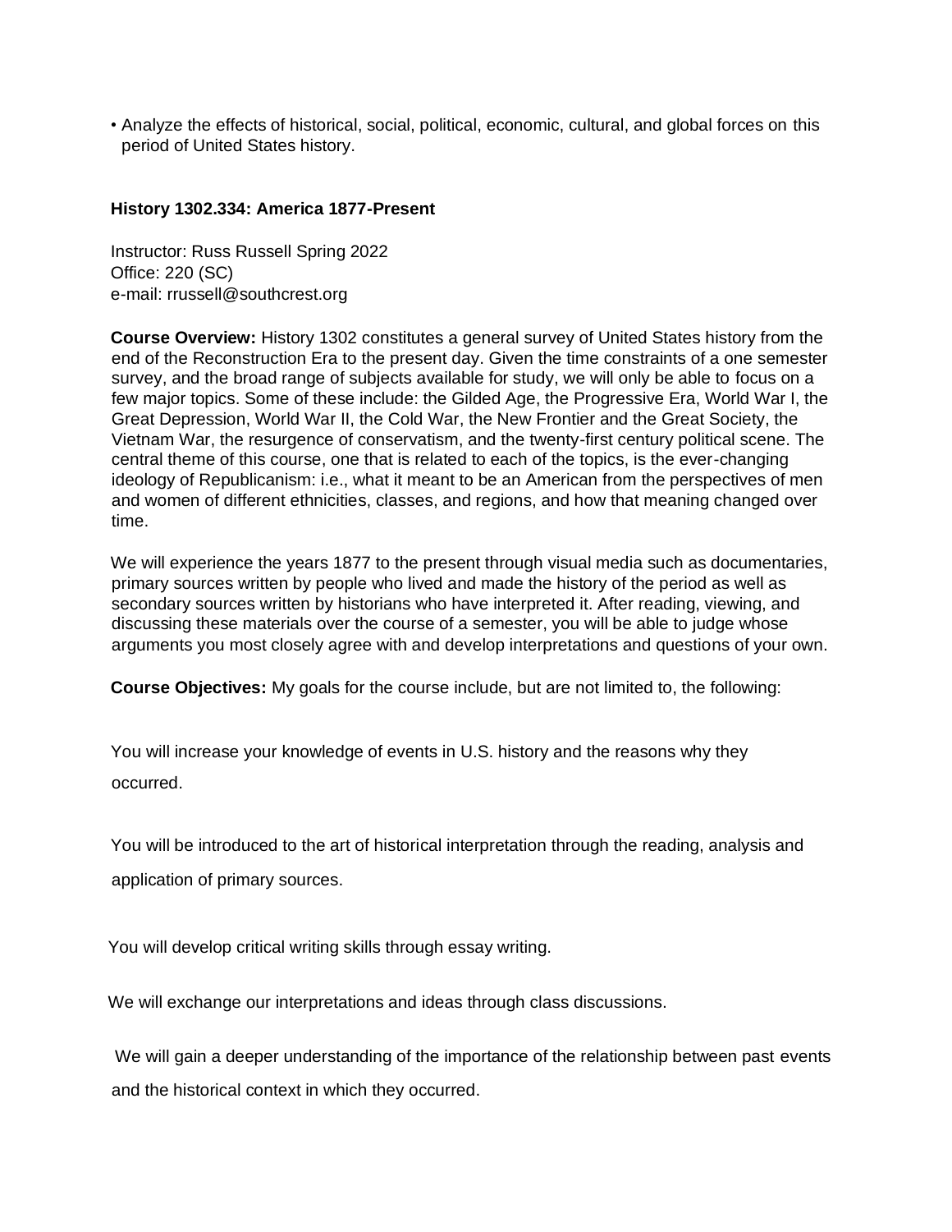- Analyze the effects of historical, social, political, economic, cultural, and global forces on this period of United States history.

## History 1302.334: America 1877-Present

Instructor: Russ Russell Spring 2022
Office: 220 (SC)
e-mail: rrussell@southcrest.org

**Course Overview:** History 1302 constitutes a general survey of United States history from the end of the Reconstruction Era to the present day. Given the time constraints of a one semester survey, and the broad range of subjects available for study, we will only be able to focus on a few major topics. Some of these include: the Gilded Age, the Progressive Era, World War I, the Great Depression, World War II, the Cold War, the New Frontier and the Great Society, the Vietnam War, the resurgence of conservatism, and the twenty-first century political scene. The central theme of this course, one that is related to each of the topics, is the ever-changing ideology of Republicanism: i.e., what it meant to be an American from the perspectives of men and women of different ethnicities, classes, and regions, and how that meaning changed over time.

We will experience the years 1877 to the present through visual media such as documentaries, primary sources written by people who lived and made the history of the period as well as secondary sources written by historians who have interpreted it. After reading, viewing, and discussing these materials over the course of a semester, you will be able to judge whose arguments you most closely agree with and develop interpretations and questions of your own.

**Course Objectives:** My goals for the course include, but are not limited to, the following:

You will increase your knowledge of events in U.S. history and the reasons why they occurred.

You will be introduced to the art of historical interpretation through the reading, analysis and application of primary sources.

You will develop critical writing skills through essay writing.

We will exchange our interpretations and ideas through class discussions.

We will gain a deeper understanding of the importance of the relationship between past events and the historical context in which they occurred.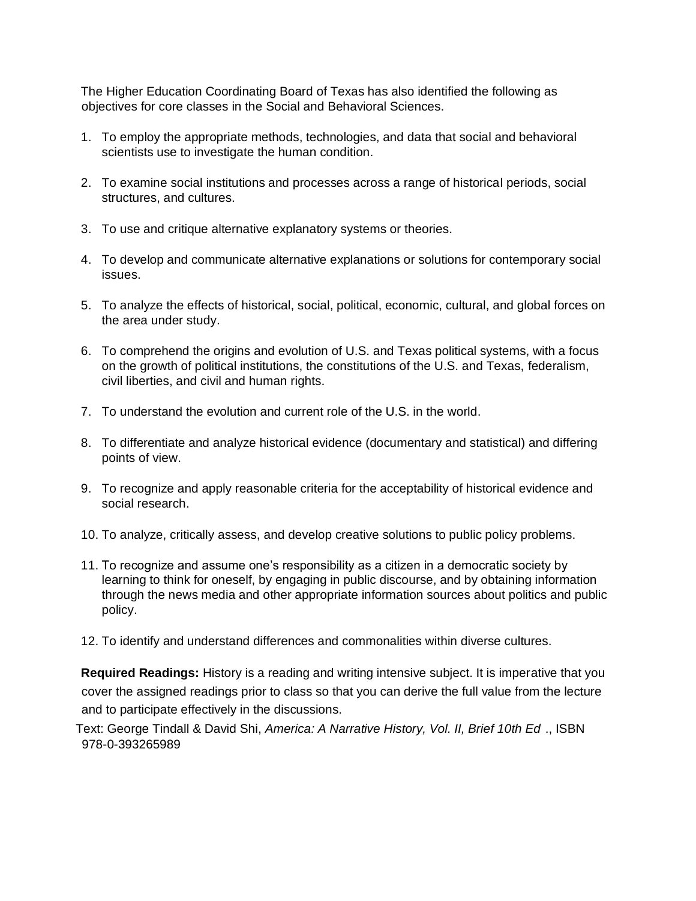The Higher Education Coordinating Board of Texas has also identified the following as objectives for core classes in the Social and Behavioral Sciences.

1. To employ the appropriate methods, technologies, and data that social and behavioral scientists use to investigate the human condition.

2. To examine social institutions and processes across a range of historical periods, social structures, and cultures.

3. To use and critique alternative explanatory systems or theories.

4. To develop and communicate alternative explanations or solutions for contemporary social issues.

5. To analyze the effects of historical, social, political, economic, cultural, and global forces on the area under study.

6. To comprehend the origins and evolution of U.S. and Texas political systems, with a focus on the growth of political institutions, the constitutions of the U.S. and Texas, federalism, civil liberties, and civil and human rights.

7. To understand the evolution and current role of the U.S. in the world.

8. To differentiate and analyze historical evidence (documentary and statistical) and differing points of view.

9. To recognize and apply reasonable criteria for the acceptability of historical evidence and social research.

10. To analyze, critically assess, and develop creative solutions to public policy problems.

11. To recognize and assume one's responsibility as a citizen in a democratic society by learning to think for oneself, by engaging in public discourse, and by obtaining information through the news media and other appropriate information sources about politics and public policy.

12. To identify and understand differences and commonalities within diverse cultures.

**Required Readings:** History is a reading and writing intensive subject. It is imperative that you cover the assigned readings prior to class so that you can derive the full value from the lecture and to participate effectively in the discussions.

Text: George Tindall & David Shi, *America: A Narrative History, Vol. II, Brief 10th Ed*., ISBN 978-0-393265989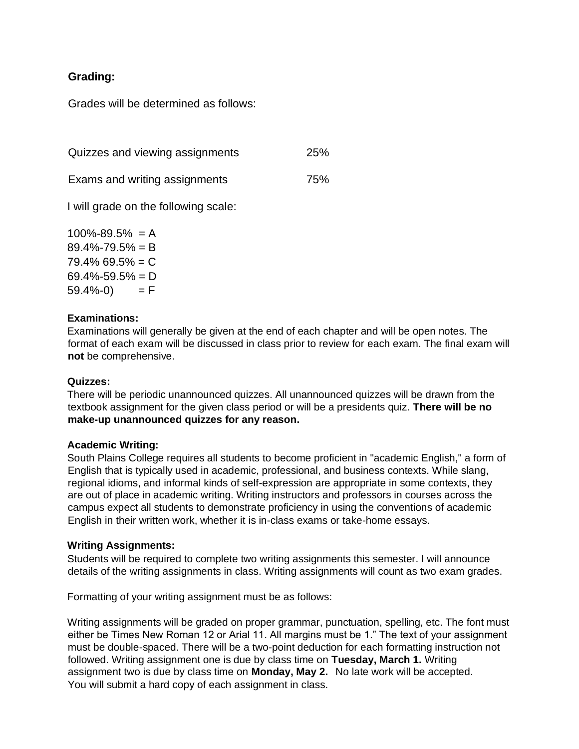**Grading:**

Grades will be determined as follows:

| | |
|---|---|
| Quizzes and viewing assignments | 25% |
| Exams and writing assignments | 75% |

I will grade on the following scale:

100%-89.5% = A
89.4%-79.5% = B
79.4% 69.5% = C
69.4%-59.5% = D
59.4%-0) = F

**Examinations:**

Examinations will generally be given at the end of each chapter and will be open notes. The format of each exam will be discussed in class prior to review for each exam. The final exam will **not** be comprehensive.

**Quizzes:**

There will be periodic unannounced quizzes. All unannounced quizzes will be drawn from the textbook assignment for the given class period or will be a presidents quiz. **There will be no make-up unannounced quizzes for any reason.**

**Academic Writing:**

South Plains College requires all students to become proficient in "academic English," a form of English that is typically used in academic, professional, and business contexts. While slang, regional idioms, and informal kinds of self-expression are appropriate in some contexts, they are out of place in academic writing. Writing instructors and professors in courses across the campus expect all students to demonstrate proficiency in using the conventions of academic English in their written work, whether it is in-class exams or take-home essays.

**Writing Assignments:**

Students will be required to complete two writing assignments this semester. I will announce details of the writing assignments in class. Writing assignments will count as two exam grades.

Formatting of your writing assignment must be as follows:

Writing assignments will be graded on proper grammar, punctuation, spelling, etc. The font must either be Times New Roman 12 or Arial 11. All margins must be 1." The text of your assignment must be double-spaced. There will be a two-point deduction for each formatting instruction not followed. Writing assignment one is due by class time on **Tuesday, March 1.** Writing assignment two is due by class time on **Monday, May 2.** No late work will be accepted. You will submit a hard copy of each assignment in class.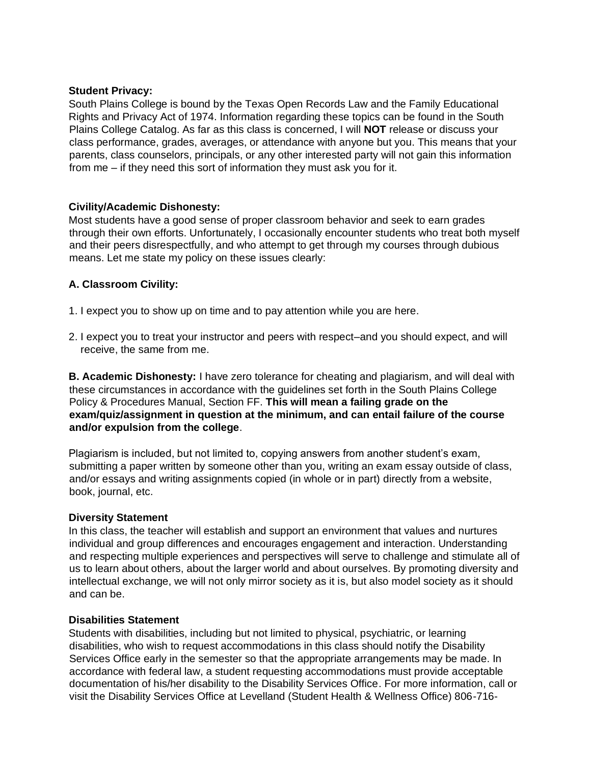**Student Privacy:**

South Plains College is bound by the Texas Open Records Law and the Family Educational Rights and Privacy Act of 1974. Information regarding these topics can be found in the South Plains College Catalog. As far as this class is concerned, I will **NOT** release or discuss your class performance, grades, averages, or attendance with anyone but you. This means that your parents, class counselors, principals, or any other interested party will not gain this information from me – if they need this sort of information they must ask you for it.

**Civility/Academic Dishonesty:**

Most students have a good sense of proper classroom behavior and seek to earn grades through their own efforts. Unfortunately, I occasionally encounter students who treat both myself and their peers disrespectfully, and who attempt to get through my courses through dubious means. Let me state my policy on these issues clearly:

**A. Classroom Civility:**

1. I expect you to show up on time and to pay attention while you are here.

2. I expect you to treat your instructor and peers with respect–and you should expect, and will receive, the same from me.

**B. Academic Dishonesty:** I have zero tolerance for cheating and plagiarism, and will deal with these circumstances in accordance with the guidelines set forth in the South Plains College Policy & Procedures Manual, Section FF. **This will mean a failing grade on the exam/quiz/assignment in question at the minimum, and can entail failure of the course and/or expulsion from the college**.

Plagiarism is included, but not limited to, copying answers from another student's exam, submitting a paper written by someone other than you, writing an exam essay outside of class, and/or essays and writing assignments copied (in whole or in part) directly from a website, book, journal, etc.

**Diversity Statement**

In this class, the teacher will establish and support an environment that values and nurtures individual and group differences and encourages engagement and interaction. Understanding and respecting multiple experiences and perspectives will serve to challenge and stimulate all of us to learn about others, about the larger world and about ourselves. By promoting diversity and intellectual exchange, we will not only mirror society as it is, but also model society as it should and can be.

**Disabilities Statement**

Students with disabilities, including but not limited to physical, psychiatric, or learning disabilities, who wish to request accommodations in this class should notify the Disability Services Office early in the semester so that the appropriate arrangements may be made. In accordance with federal law, a student requesting accommodations must provide acceptable documentation of his/her disability to the Disability Services Office. For more information, call or visit the Disability Services Office at Levelland (Student Health & Wellness Office) 806-716-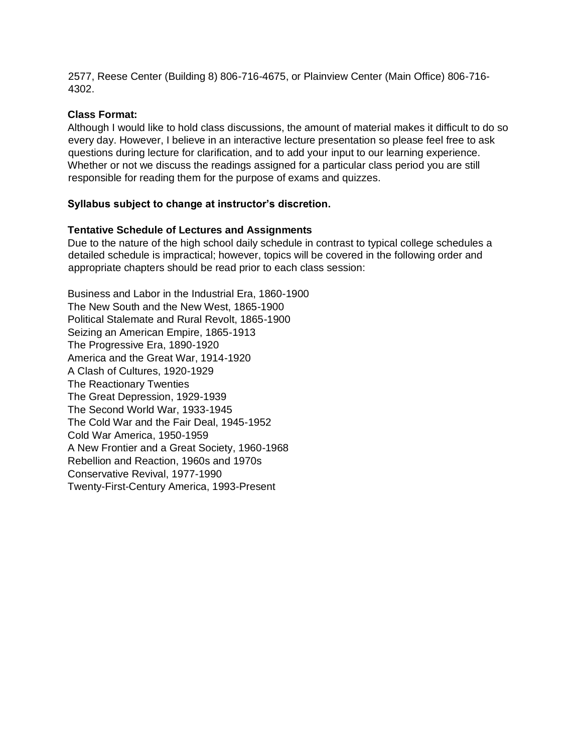2577, Reese Center (Building 8) 806-716-4675, or Plainview Center (Main Office) 806-716-4302.

**Class Format:**

Although I would like to hold class discussions, the amount of material makes it difficult to do so every day. However, I believe in an interactive lecture presentation so please feel free to ask questions during lecture for clarification, and to add your input to our learning experience. Whether or not we discuss the readings assigned for a particular class period you are still responsible for reading them for the purpose of exams and quizzes.

**Syllabus subject to change at instructor's discretion.**

**Tentative Schedule of Lectures and Assignments**

Due to the nature of the high school daily schedule in contrast to typical college schedules a detailed schedule is impractical; however, topics will be covered in the following order and appropriate chapters should be read prior to each class session:

Business and Labor in the Industrial Era, 1860-1900
The New South and the New West, 1865-1900
Political Stalemate and Rural Revolt, 1865-1900
Seizing an American Empire, 1865-1913
The Progressive Era, 1890-1920
America and the Great War, 1914-1920
A Clash of Cultures, 1920-1929
The Reactionary Twenties
The Great Depression, 1929-1939
The Second World War, 1933-1945
The Cold War and the Fair Deal, 1945-1952
Cold War America, 1950-1959
A New Frontier and a Great Society, 1960-1968
Rebellion and Reaction, 1960s and 1970s
Conservative Revival, 1977-1990
Twenty-First-Century America, 1993-Present